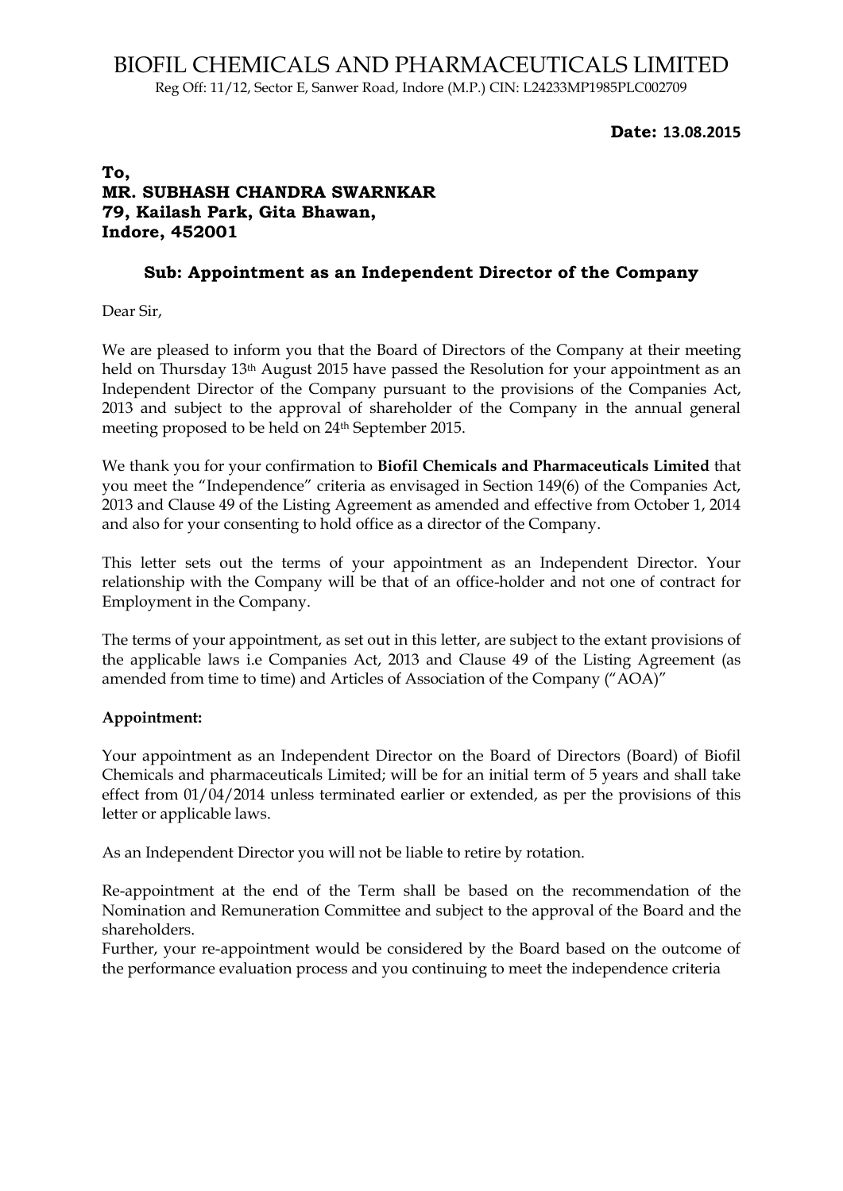# BIOFIL CHEMICALS AND PHARMACEUTICALS LIMITED

Reg Off: 11/12, Sector E, Sanwer Road, Indore (M.P.) CIN: L24233MP1985PLC002709

**Date: 13.08.2015**

**To,**
**MR. SUBHASH CHANDRA SWARNKAR**
**79, Kailash Park, Gita Bhawan,**
**Indore, 452001**

**Sub: Appointment as an Independent Director of the Company**

Dear Sir,

We are pleased to inform you that the Board of Directors of the Company at their meeting held on Thursday 13th August 2015 have passed the Resolution for your appointment as an Independent Director of the Company pursuant to the provisions of the Companies Act, 2013 and subject to the approval of shareholder of the Company in the annual general meeting proposed to be held on 24th September 2015.

We thank you for your confirmation to **Biofil Chemicals and Pharmaceuticals Limited** that you meet the "Independence" criteria as envisaged in Section 149(6) of the Companies Act, 2013 and Clause 49 of the Listing Agreement as amended and effective from October 1, 2014 and also for your consenting to hold office as a director of the Company.

This letter sets out the terms of your appointment as an Independent Director. Your relationship with the Company will be that of an office-holder and not one of contract for Employment in the Company.

The terms of your appointment, as set out in this letter, are subject to the extant provisions of the applicable laws i.e Companies Act, 2013 and Clause 49 of the Listing Agreement (as amended from time to time) and Articles of Association of the Company ("AOA")"

**Appointment:**

Your appointment as an Independent Director on the Board of Directors (Board) of Biofil Chemicals and pharmaceuticals Limited; will be for an initial term of 5 years and shall take effect from 01/04/2014 unless terminated earlier or extended, as per the provisions of this letter or applicable laws.

As an Independent Director you will not be liable to retire by rotation.

Re-appointment at the end of the Term shall be based on the recommendation of the Nomination and Remuneration Committee and subject to the approval of the Board and the shareholders.

Further, your re-appointment would be considered by the Board based on the outcome of the performance evaluation process and you continuing to meet the independence criteria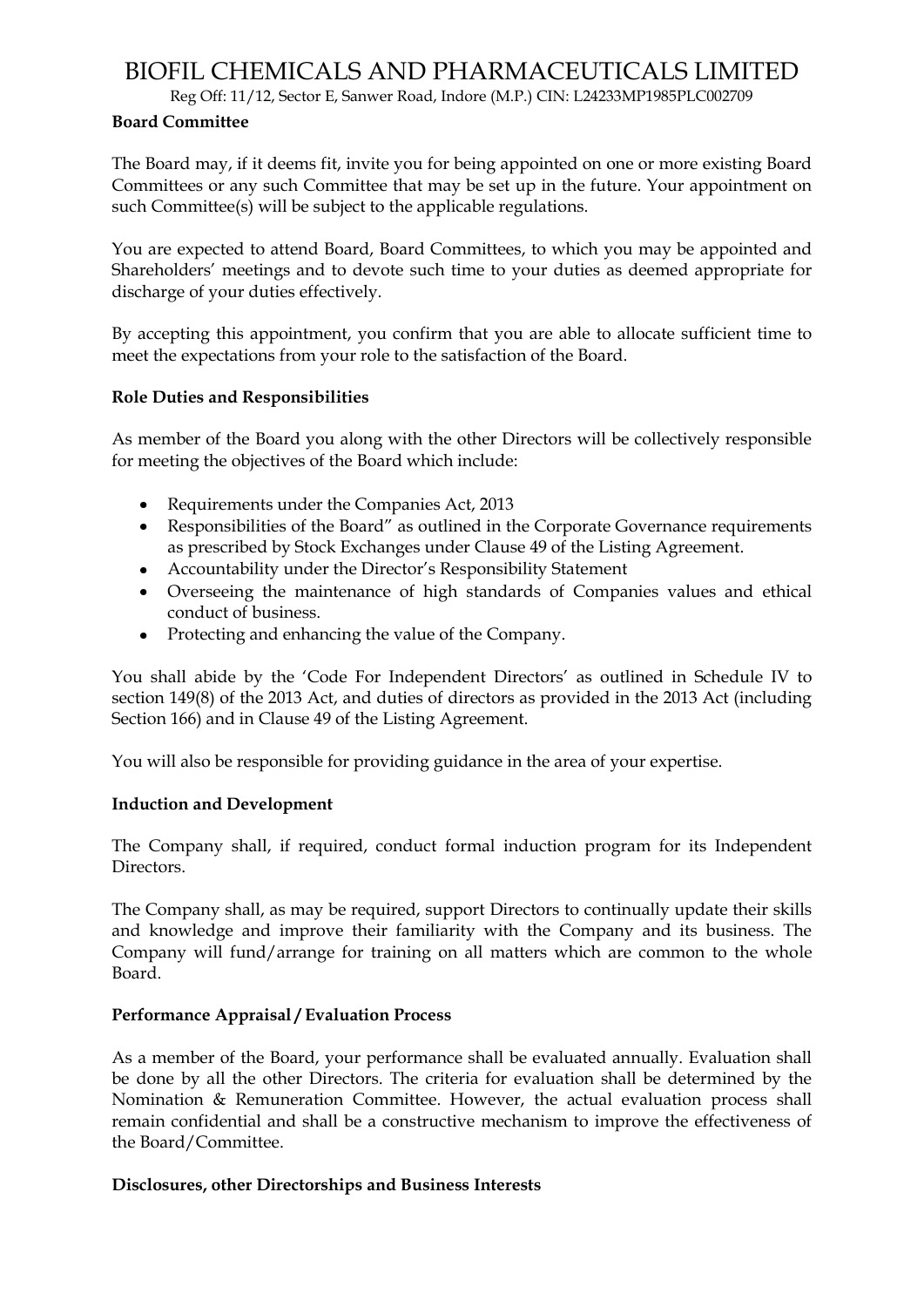**Board Committee**

The Board may, if it deems fit, invite you for being appointed on one or more existing Board Committees or any such Committee that may be set up in the future. Your appointment on such Committee(s) will be subject to the applicable regulations.

You are expected to attend Board, Board Committees, to which you may be appointed and Shareholders' meetings and to devote such time to your duties as deemed appropriate for discharge of your duties effectively.

By accepting this appointment, you confirm that you are able to allocate sufficient time to meet the expectations from your role to the satisfaction of the Board.

**Role Duties and Responsibilities**

As member of the Board you along with the other Directors will be collectively responsible for meeting the objectives of the Board which include:

- Requirements under the Companies Act, 2013
- Responsibilities of the Board" as outlined in the Corporate Governance requirements as prescribed by Stock Exchanges under Clause 49 of the Listing Agreement.
- Accountability under the Director's Responsibility Statement
- Overseeing the maintenance of high standards of Companies values and ethical conduct of business.
- Protecting and enhancing the value of the Company.

You shall abide by the 'Code For Independent Directors' as outlined in Schedule IV to section 149(8) of the 2013 Act, and duties of directors as provided in the 2013 Act (including Section 166) and in Clause 49 of the Listing Agreement.

You will also be responsible for providing guidance in the area of your expertise.

**Induction and Development**

The Company shall, if required, conduct formal induction program for its Independent Directors.

The Company shall, as may be required, support Directors to continually update their skills and knowledge and improve their familiarity with the Company and its business. The Company will fund/arrange for training on all matters which are common to the whole Board.

**Performance Appraisal / Evaluation Process**

As a member of the Board, your performance shall be evaluated annually. Evaluation shall be done by all the other Directors. The criteria for evaluation shall be determined by the Nomination & Remuneration Committee. However, the actual evaluation process shall remain confidential and shall be a constructive mechanism to improve the effectiveness of the Board/Committee.

**Disclosures, other Directorships and Business Interests**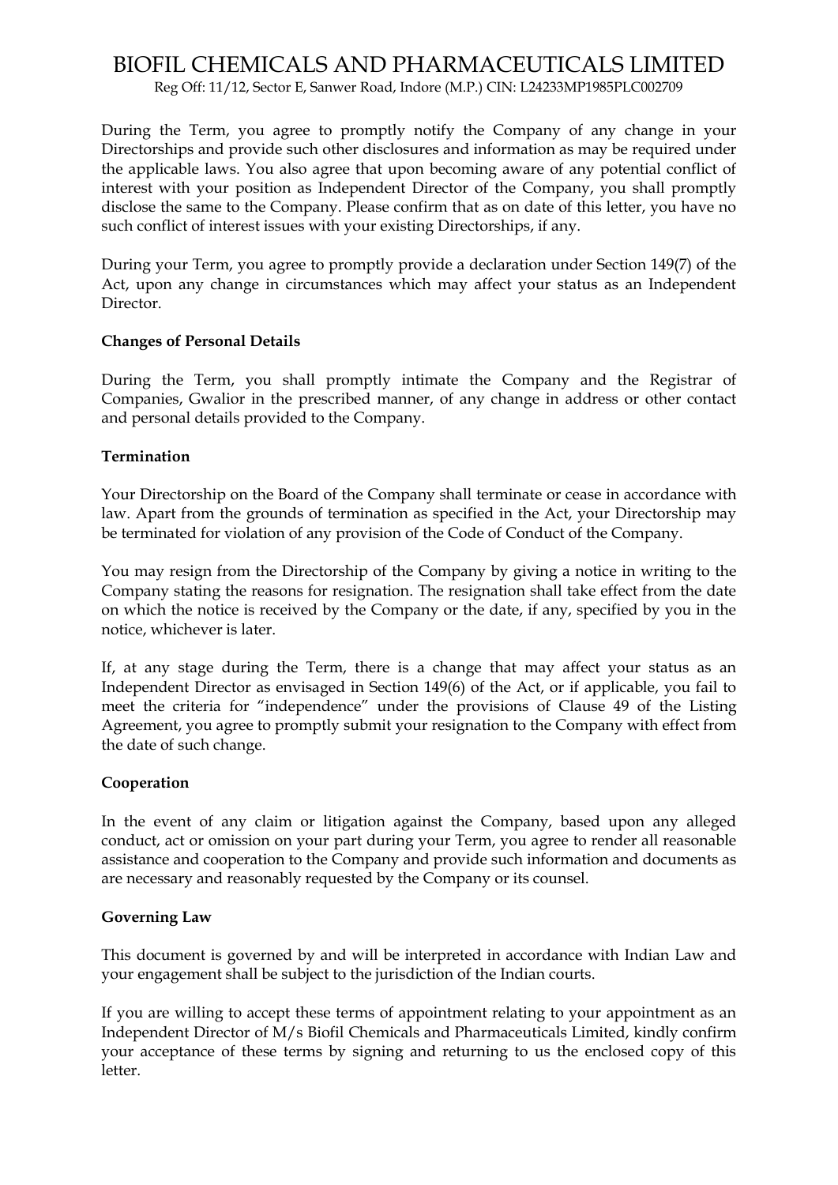During the Term, you agree to promptly notify the Company of any change in your Directorships and provide such other disclosures and information as may be required under the applicable laws. You also agree that upon becoming aware of any potential conflict of interest with your position as Independent Director of the Company, you shall promptly disclose the same to the Company. Please confirm that as on date of this letter, you have no such conflict of interest issues with your existing Directorships, if any.

During your Term, you agree to promptly provide a declaration under Section 149(7) of the Act, upon any change in circumstances which may affect your status as an Independent Director.

**Changes of Personal Details**

During the Term, you shall promptly intimate the Company and the Registrar of Companies, Gwalior in the prescribed manner, of any change in address or other contact and personal details provided to the Company.

**Termination**

Your Directorship on the Board of the Company shall terminate or cease in accordance with law. Apart from the grounds of termination as specified in the Act, your Directorship may be terminated for violation of any provision of the Code of Conduct of the Company.

You may resign from the Directorship of the Company by giving a notice in writing to the Company stating the reasons for resignation. The resignation shall take effect from the date on which the notice is received by the Company or the date, if any, specified by you in the notice, whichever is later.

If, at any stage during the Term, there is a change that may affect your status as an Independent Director as envisaged in Section 149(6) of the Act, or if applicable, you fail to meet the criteria for "independence" under the provisions of Clause 49 of the Listing Agreement, you agree to promptly submit your resignation to the Company with effect from the date of such change.

**Cooperation**

In the event of any claim or litigation against the Company, based upon any alleged conduct, act or omission on your part during your Term, you agree to render all reasonable assistance and cooperation to the Company and provide such information and documents as are necessary and reasonably requested by the Company or its counsel.

**Governing Law**

This document is governed by and will be interpreted in accordance with Indian Law and your engagement shall be subject to the jurisdiction of the Indian courts.

If you are willing to accept these terms of appointment relating to your appointment as an Independent Director of M/s Biofil Chemicals and Pharmaceuticals Limited, kindly confirm your acceptance of these terms by signing and returning to us the enclosed copy of this letter.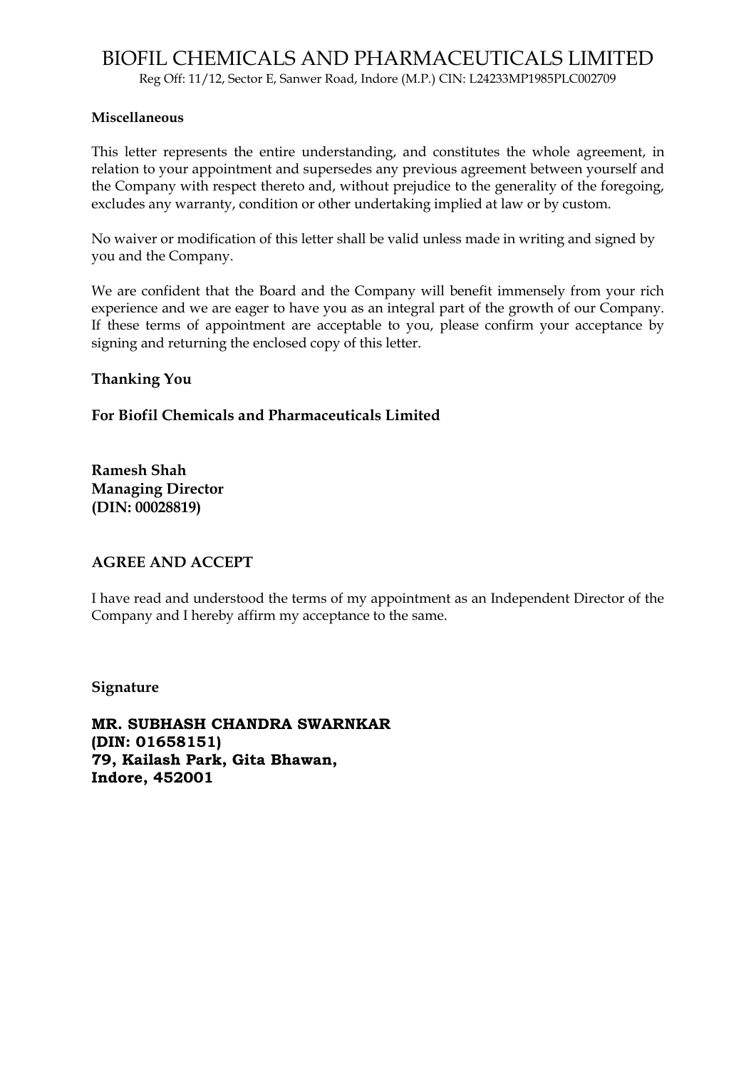**Miscellaneous**

This letter represents the entire understanding, and constitutes the whole agreement, in relation to your appointment and supersedes any previous agreement between yourself and the Company with respect thereto and, without prejudice to the generality of the foregoing, excludes any warranty, condition or other undertaking implied at law or by custom.

No waiver or modification of this letter shall be valid unless made in writing and signed by you and the Company.

We are confident that the Board and the Company will benefit immensely from your rich experience and we are eager to have you as an integral part of the growth of our Company. If these terms of appointment are acceptable to you, please confirm your acceptance by signing and returning the enclosed copy of this letter.

**Thanking You**

**For Biofil Chemicals and Pharmaceuticals Limited**

**Ramesh Shah**
**Managing Director**
**(DIN: 00028819)**

**AGREE AND ACCEPT**

I have read and understood the terms of my appointment as an Independent Director of the Company and I hereby affirm my acceptance to the same.

**Signature**

**MR. SUBHASH CHANDRA SWARNKAR**
**(DIN: 01658151)**
**79, Kailash Park, Gita Bhawan,**
**Indore, 452001**